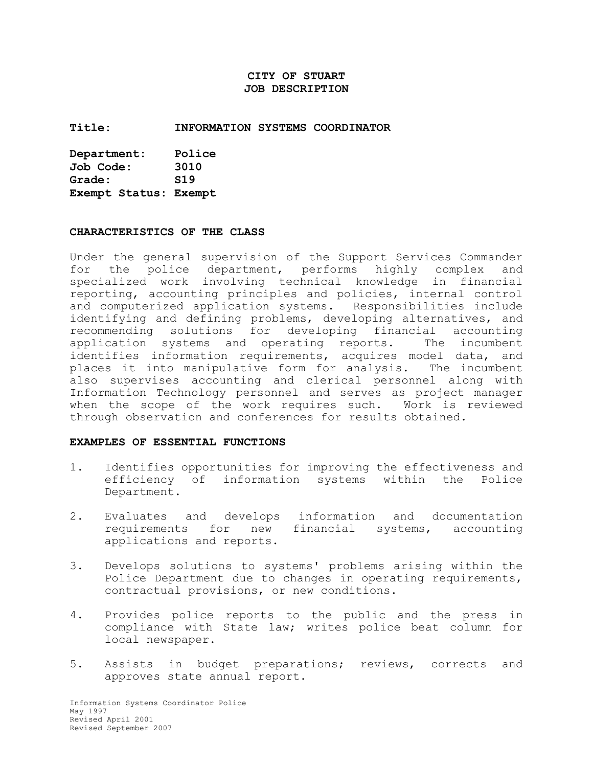# CITY OF STUART
## JOB DESCRIPTION

**Title:** INFORMATION SYSTEMS COORDINATOR

**Department:** Police
**Job Code:** 3010
**Grade:** S19
**Exempt Status:** Exempt

### CHARACTERISTICS OF THE CLASS

Under the general supervision of the Support Services Commander for the police department, performs highly complex and specialized work involving technical knowledge in financial reporting, accounting principles and policies, internal control and computerized application systems. Responsibilities include identifying and defining problems, developing alternatives, and recommending solutions for developing financial accounting application systems and operating reports. The incumbent identifies information requirements, acquires model data, and places it into manipulative form for analysis. The incumbent also supervises accounting and clerical personnel along with Information Technology personnel and serves as project manager when the scope of the work requires such. Work is reviewed through observation and conferences for results obtained.

### EXAMPLES OF ESSENTIAL FUNCTIONS

1. Identifies opportunities for improving the effectiveness and efficiency of information systems within the Police Department.

2. Evaluates and develops information and documentation requirements for new financial systems, accounting applications and reports.

3. Develops solutions to systems' problems arising within the Police Department due to changes in operating requirements, contractual provisions, or new conditions.

4. Provides police reports to the public and the press in compliance with State law; writes police beat column for local newspaper.

5. Assists in budget preparations; reviews, corrects and approves state annual report.

Information Systems Coordinator Police
May 1997
Revised April 2001
Revised September 2007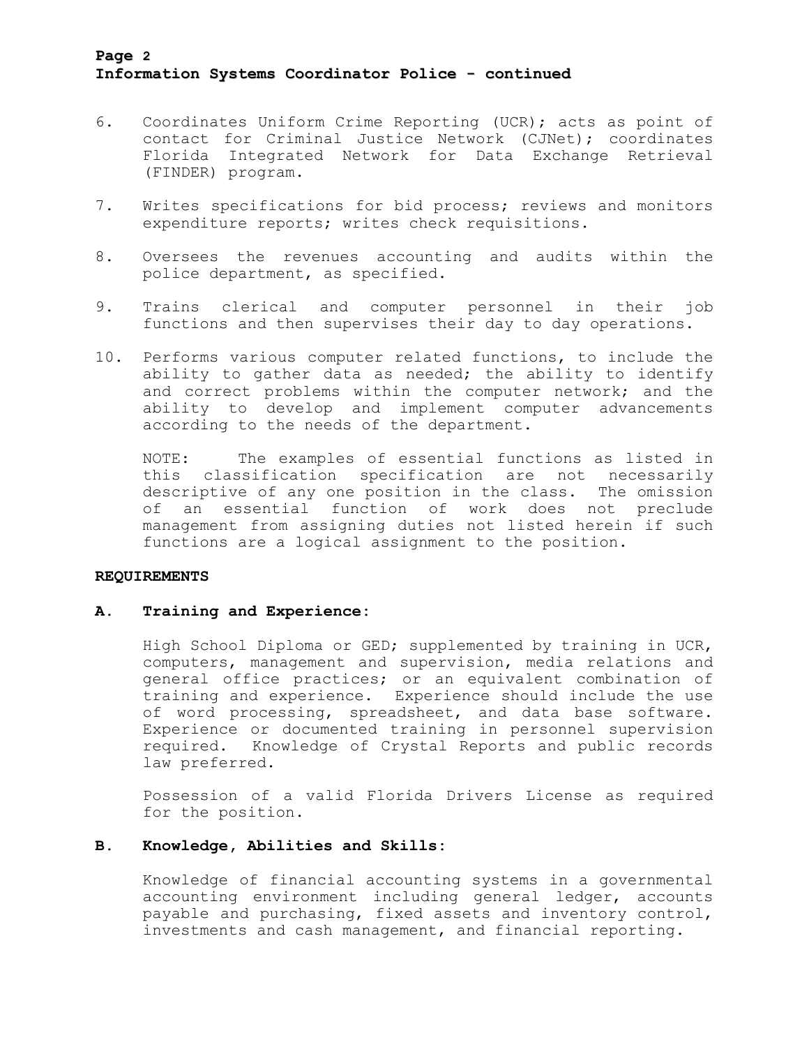6. Coordinates Uniform Crime Reporting (UCR); acts as point of contact for Criminal Justice Network (CJNet); coordinates Florida Integrated Network for Data Exchange Retrieval (FINDER) program.

7. Writes specifications for bid process; reviews and monitors expenditure reports; writes check requisitions.

8. Oversees the revenues accounting and audits within the police department, as specified.

9. Trains clerical and computer personnel in their job functions and then supervises their day to day operations.

10. Performs various computer related functions, to include the ability to gather data as needed; the ability to identify and correct problems within the computer network; and the ability to develop and implement computer advancements according to the needs of the department.

    NOTE: The examples of essential functions as listed in this classification specification are not necessarily descriptive of any one position in the class. The omission of an essential function of work does not preclude management from assigning duties not listed herein if such functions are a logical assignment to the position.

## REQUIREMENTS

### A. Training and Experience:

High School Diploma or GED; supplemented by training in UCR, computers, management and supervision, media relations and general office practices; or an equivalent combination of training and experience. Experience should include the use of word processing, spreadsheet, and data base software. Experience or documented training in personnel supervision required. Knowledge of Crystal Reports and public records law preferred.

Possession of a valid Florida Drivers License as required for the position.

### B. Knowledge, Abilities and Skills:

Knowledge of financial accounting systems in a governmental accounting environment including general ledger, accounts payable and purchasing, fixed assets and inventory control, investments and cash management, and financial reporting.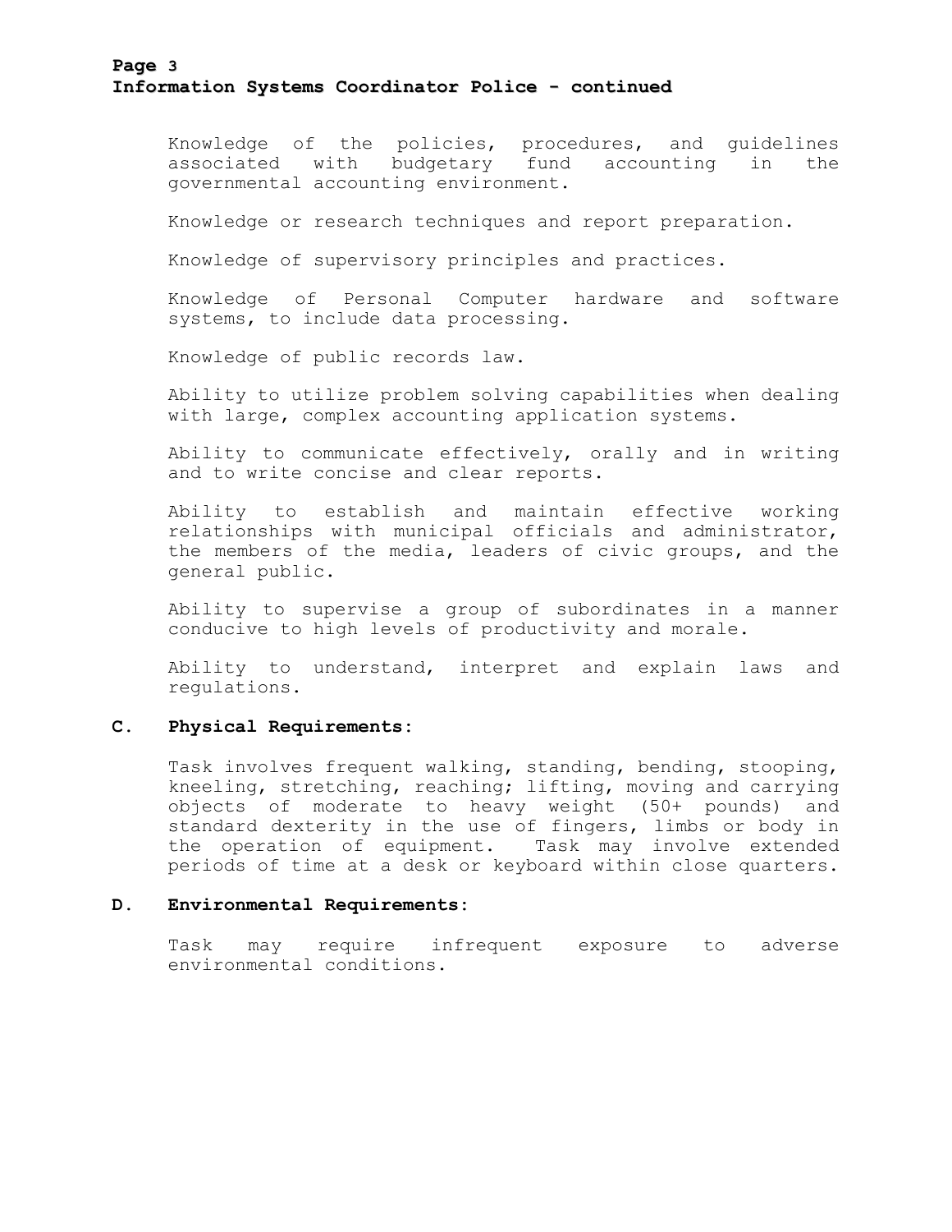Knowledge of the policies, procedures, and guidelines associated with budgetary fund accounting in the governmental accounting environment.

Knowledge or research techniques and report preparation.

Knowledge of supervisory principles and practices.

Knowledge of Personal Computer hardware and software systems, to include data processing.

Knowledge of public records law.

Ability to utilize problem solving capabilities when dealing with large, complex accounting application systems.

Ability to communicate effectively, orally and in writing and to write concise and clear reports.

Ability to establish and maintain effective working relationships with municipal officials and administrator, the members of the media, leaders of civic groups, and the general public.

Ability to supervise a group of subordinates in a manner conducive to high levels of productivity and morale.

Ability to understand, interpret and explain laws and regulations.

### C. Physical Requirements:

Task involves frequent walking, standing, bending, stooping, kneeling, stretching, reaching; lifting, moving and carrying objects of moderate to heavy weight (50+ pounds) and standard dexterity in the use of fingers, limbs or body in the operation of equipment. Task may involve extended periods of time at a desk or keyboard within close quarters.

### D. Environmental Requirements:

Task may require infrequent exposure to adverse environmental conditions.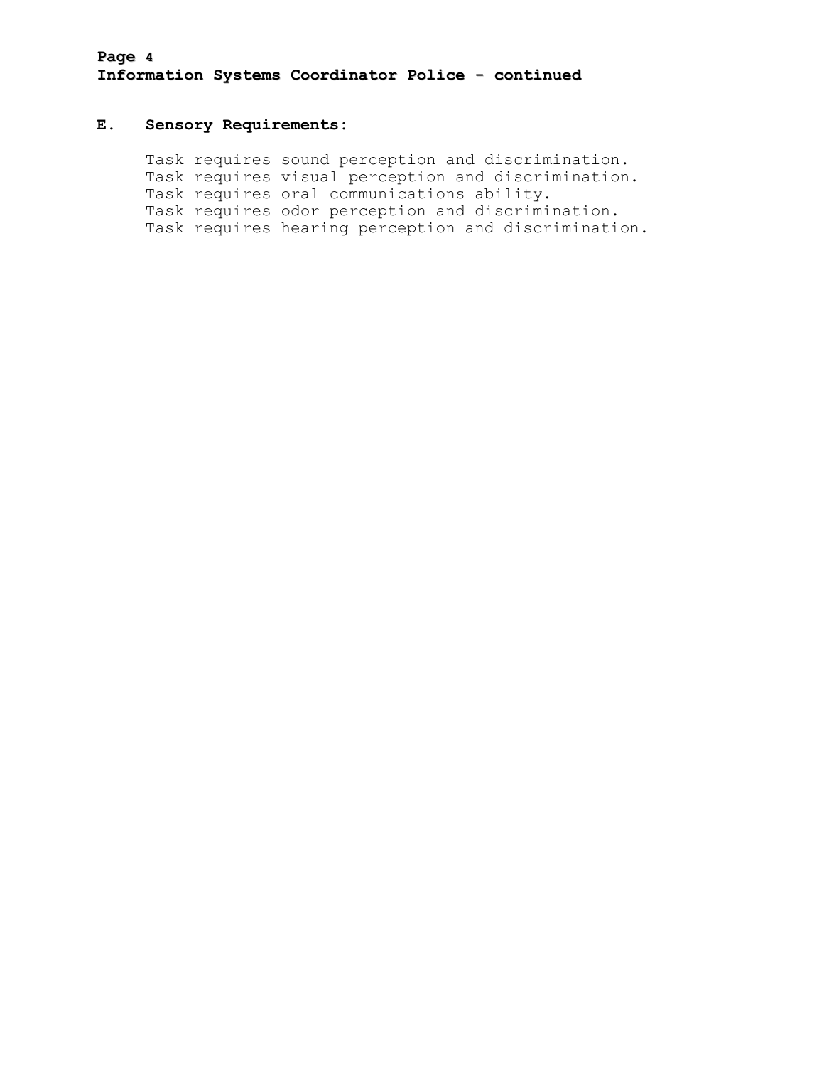### E. Sensory Requirements:

Task requires sound perception and discrimination.
Task requires visual perception and discrimination.
Task requires oral communications ability.
Task requires odor perception and discrimination.
Task requires hearing perception and discrimination.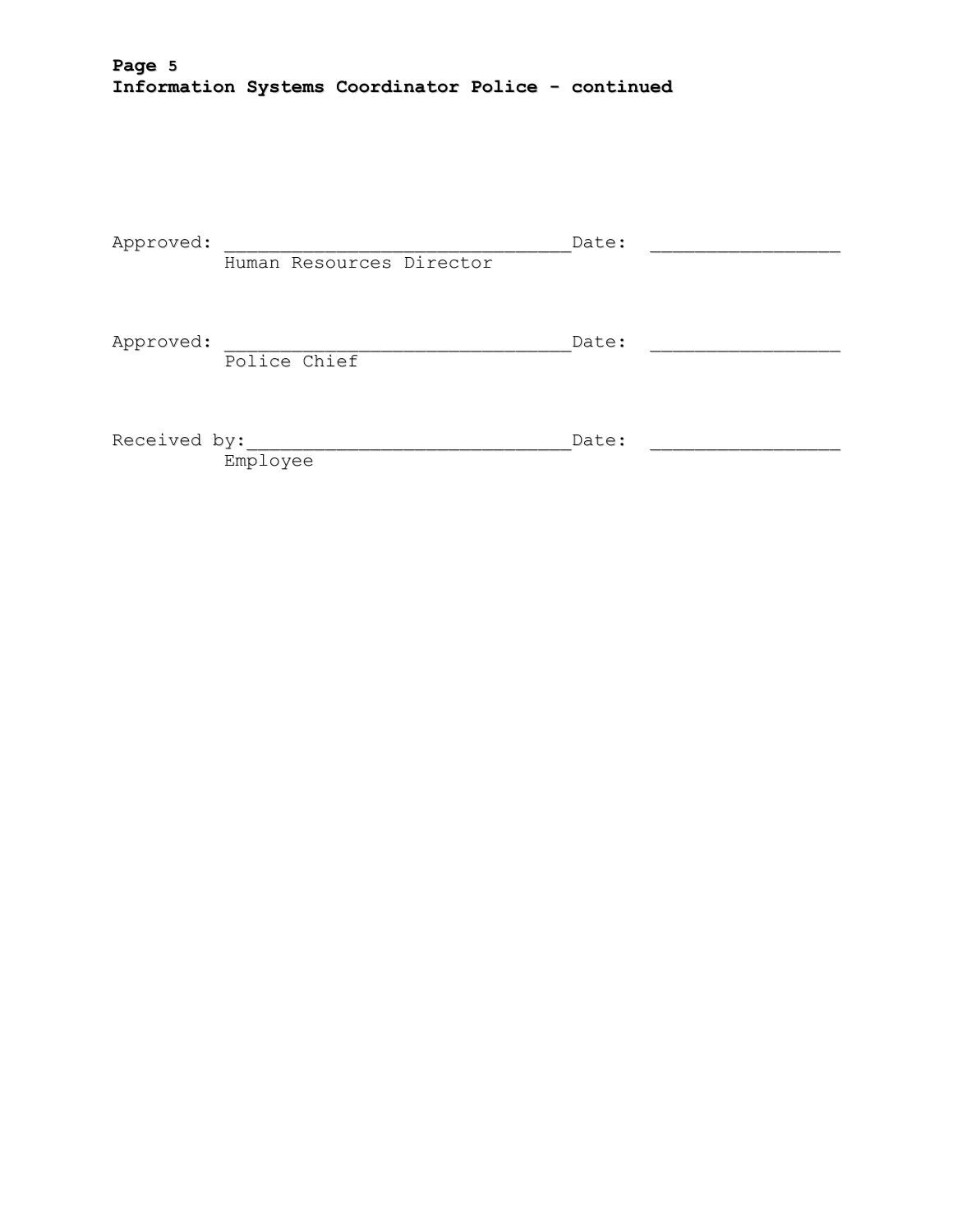Approved: ________________________________Date: _________________
Human Resources Director

Approved: ________________________________Date: _________________
Police Chief

Received by:______________________________Date: _________________
Employee